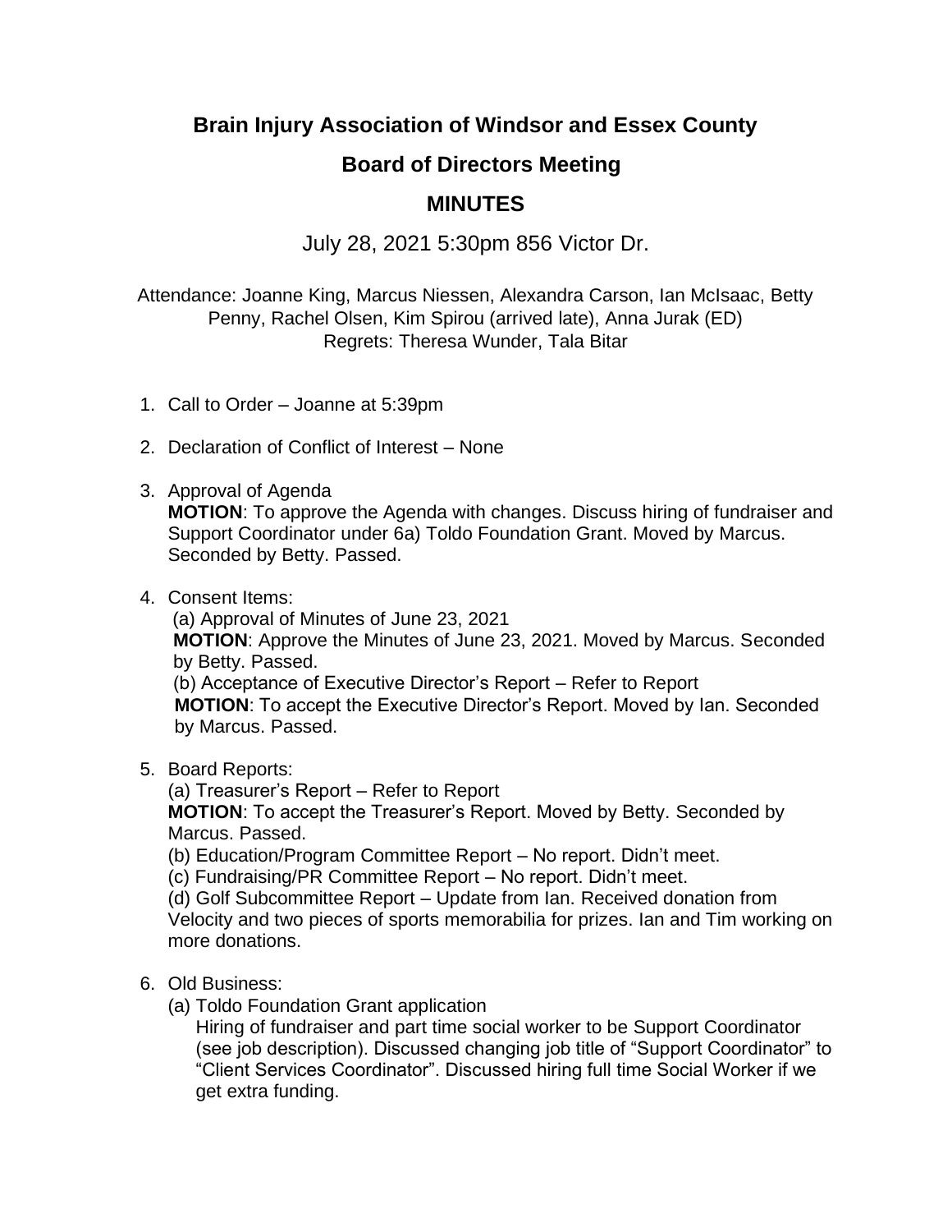# Brain Injury Association of Windsor and Essex County

## Board of Directors Meeting

## MINUTES

July 28, 2021 5:30pm 856 Victor Dr.

Attendance: Joanne King, Marcus Niessen, Alexandra Carson, Ian McIsaac, Betty Penny, Rachel Olsen, Kim Spirou (arrived late), Anna Jurak (ED)
Regrets: Theresa Wunder, Tala Bitar

1. Call to Order – Joanne at 5:39pm

2. Declaration of Conflict of Interest – None

3. Approval of Agenda
   **MOTION**: To approve the Agenda with changes. Discuss hiring of fundraiser and Support Coordinator under 6a) Toldo Foundation Grant. Moved by Marcus. Seconded by Betty. Passed.

4. Consent Items:
   (a) Approval of Minutes of June 23, 2021
   **MOTION**: Approve the Minutes of June 23, 2021. Moved by Marcus. Seconded by Betty. Passed.
   (b) Acceptance of Executive Director's Report – Refer to Report
   **MOTION**: To accept the Executive Director's Report. Moved by Ian. Seconded by Marcus. Passed.

5. Board Reports:
   (a) Treasurer's Report – Refer to Report
   **MOTION**: To accept the Treasurer's Report. Moved by Betty. Seconded by Marcus. Passed.
   (b) Education/Program Committee Report – No report. Didn't meet.
   (c) Fundraising/PR Committee Report – No report. Didn't meet.
   (d) Golf Subcommittee Report – Update from Ian. Received donation from Velocity and two pieces of sports memorabilia for prizes. Ian and Tim working on more donations.

6. Old Business:
   (a) Toldo Foundation Grant application
   Hiring of fundraiser and part time social worker to be Support Coordinator (see job description). Discussed changing job title of "Support Coordinator" to "Client Services Coordinator". Discussed hiring full time Social Worker if we get extra funding.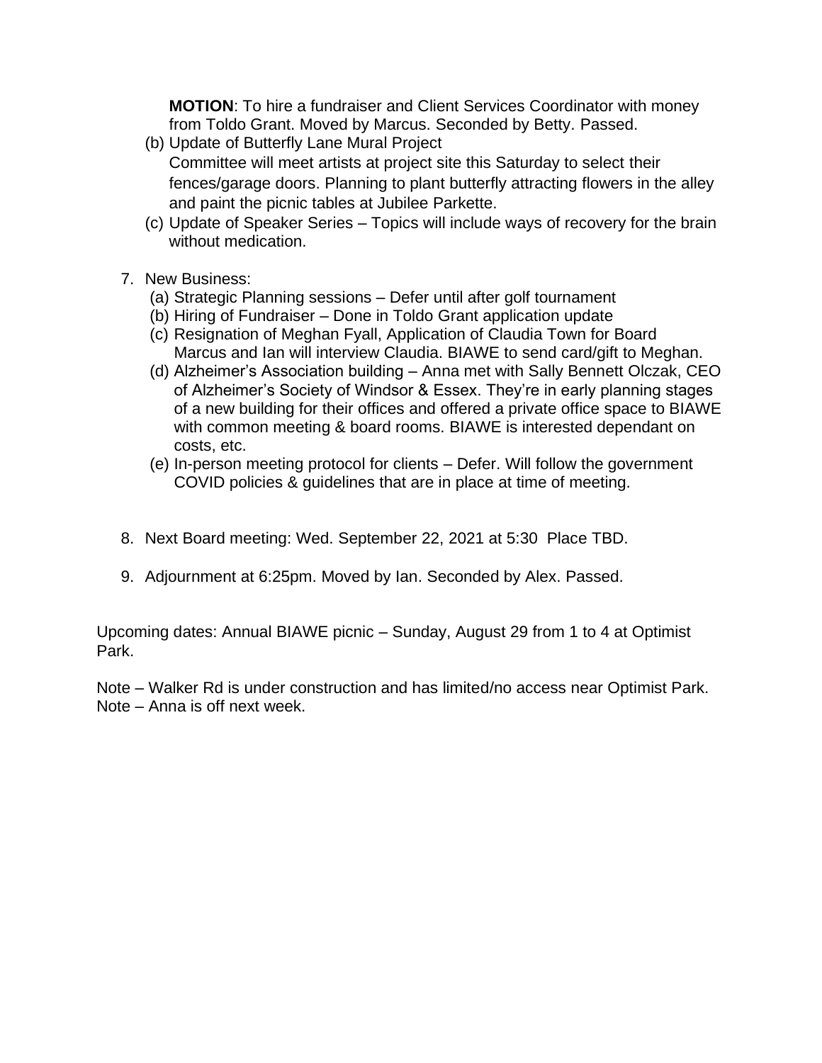**MOTION**: To hire a fundraiser and Client Services Coordinator with money from Toldo Grant. Moved by Marcus. Seconded by Betty. Passed.

(b) Update of Butterfly Lane Mural Project
Committee will meet artists at project site this Saturday to select their fences/garage doors. Planning to plant butterfly attracting flowers in the alley and paint the picnic tables at Jubilee Parkette.

(c) Update of Speaker Series – Topics will include ways of recovery for the brain without medication.

7. New Business:
   (a) Strategic Planning sessions – Defer until after golf tournament
   (b) Hiring of Fundraiser – Done in Toldo Grant application update
   (c) Resignation of Meghan Fyall, Application of Claudia Town for Board
   Marcus and Ian will interview Claudia. BIAWE to send card/gift to Meghan.
   (d) Alzheimer's Association building – Anna met with Sally Bennett Olczak, CEO of Alzheimer's Society of Windsor & Essex. They're in early planning stages of a new building for their offices and offered a private office space to BIAWE with common meeting & board rooms. BIAWE is interested dependant on costs, etc.
   (e) In-person meeting protocol for clients – Defer. Will follow the government COVID policies & guidelines that are in place at time of meeting.

8. Next Board meeting: Wed. September 22, 2021 at 5:30 Place TBD.

9. Adjournment at 6:25pm. Moved by Ian. Seconded by Alex. Passed.

Upcoming dates: Annual BIAWE picnic – Sunday, August 29 from 1 to 4 at Optimist Park.

Note – Walker Rd is under construction and has limited/no access near Optimist Park.
Note – Anna is off next week.